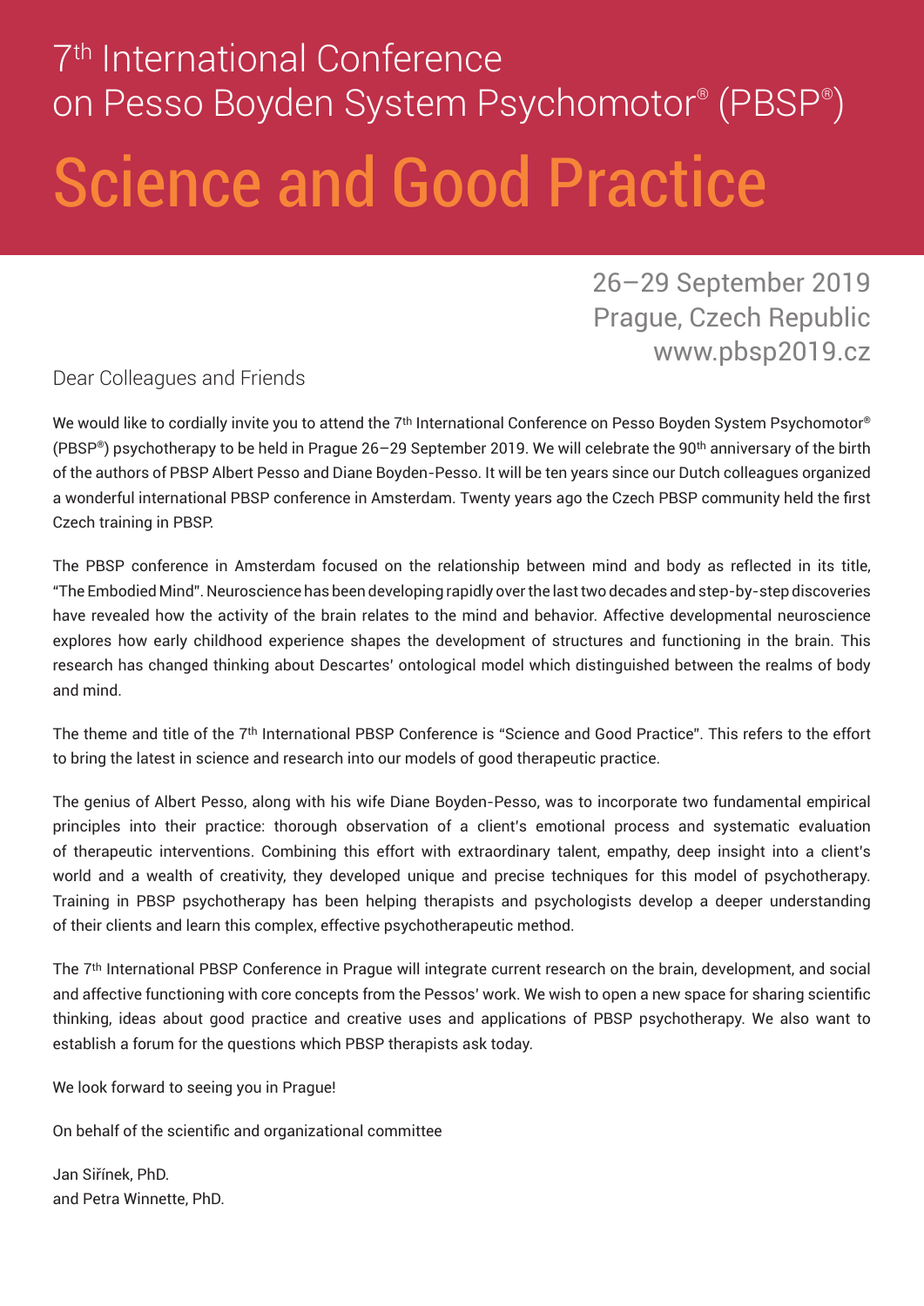# 7th International Conference on Pesso Boyden System Psychomotor® (PBSP®)

# Science and Good Practice

26–29 September 2019
Prague, Czech Republic
www.pbsp2019.cz

Dear Colleagues and Friends

We would like to cordially invite you to attend the 7th International Conference on Pesso Boyden System Psychomotor® (PBSP®) psychotherapy to be held in Prague 26–29 September 2019. We will celebrate the 90th anniversary of the birth of the authors of PBSP Albert Pesso and Diane Boyden-Pesso. It will be ten years since our Dutch colleagues organized a wonderful international PBSP conference in Amsterdam. Twenty years ago the Czech PBSP community held the first Czech training in PBSP.

The PBSP conference in Amsterdam focused on the relationship between mind and body as reflected in its title, "The Embodied Mind". Neuroscience has been developing rapidly over the last two decades and step-by-step discoveries have revealed how the activity of the brain relates to the mind and behavior. Affective developmental neuroscience explores how early childhood experience shapes the development of structures and functioning in the brain. This research has changed thinking about Descartes' ontological model which distinguished between the realms of body and mind.

The theme and title of the 7th International PBSP Conference is "Science and Good Practice". This refers to the effort to bring the latest in science and research into our models of good therapeutic practice.

The genius of Albert Pesso, along with his wife Diane Boyden-Pesso, was to incorporate two fundamental empirical principles into their practice: thorough observation of a client's emotional process and systematic evaluation of therapeutic interventions. Combining this effort with extraordinary talent, empathy, deep insight into a client's world and a wealth of creativity, they developed unique and precise techniques for this model of psychotherapy. Training in PBSP psychotherapy has been helping therapists and psychologists develop a deeper understanding of their clients and learn this complex, effective psychotherapeutic method.

The 7th International PBSP Conference in Prague will integrate current research on the brain, development, and social and affective functioning with core concepts from the Pessos' work. We wish to open a new space for sharing scientific thinking, ideas about good practice and creative uses and applications of PBSP psychotherapy. We also want to establish a forum for the questions which PBSP therapists ask today.

We look forward to seeing you in Prague!

On behalf of the scientific and organizational committee

Jan Siřínek, PhD.
and Petra Winnette, PhD.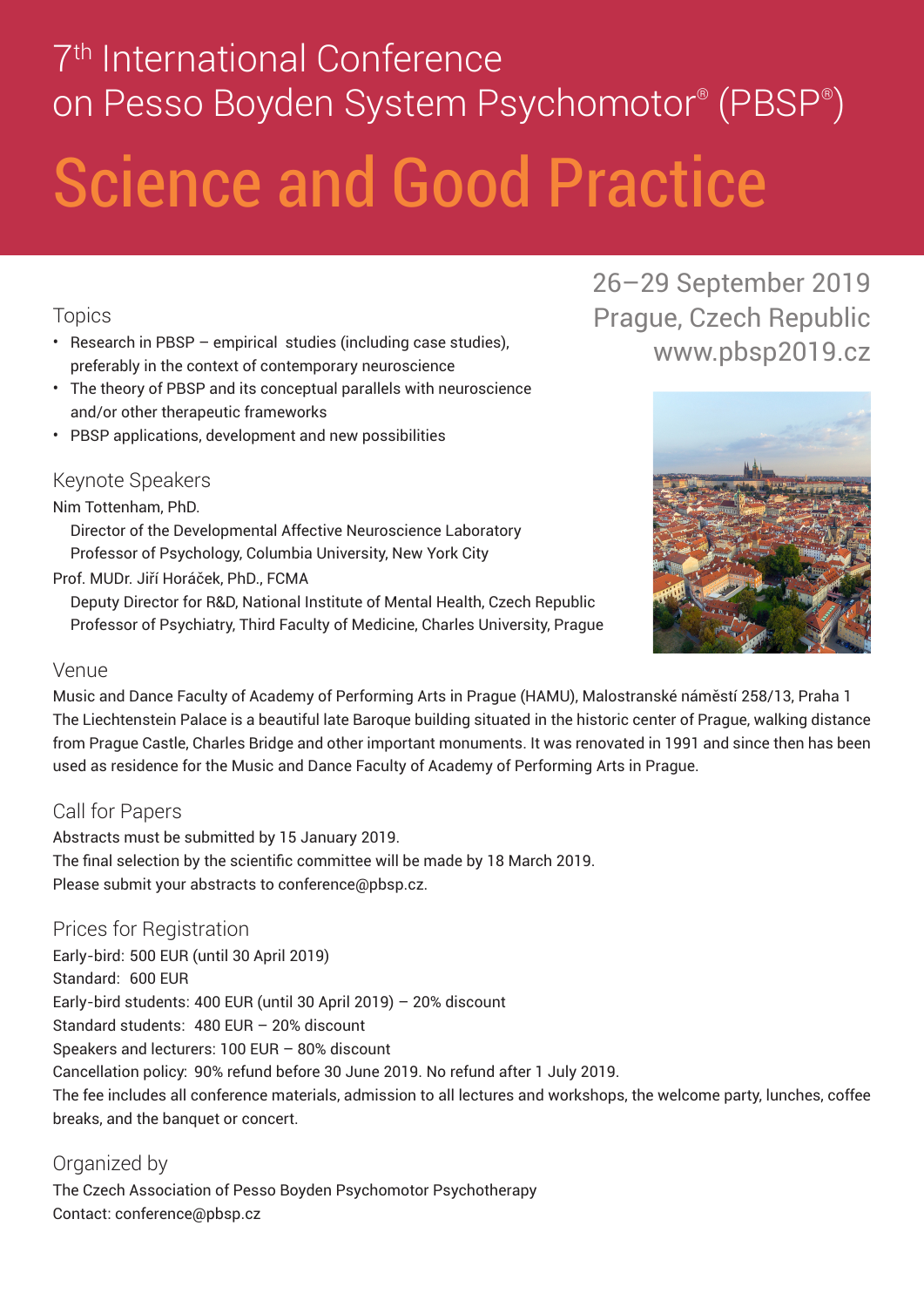# 7th International Conference on Pesso Boyden System Psychomotor® (PBSP®)

# Science and Good Practice

26–29 September 2019
Prague, Czech Republic
www.pbsp2019.cz

## Topics

- Research in PBSP – empirical studies (including case studies), preferably in the context of contemporary neuroscience
- The theory of PBSP and its conceptual parallels with neuroscience and/or other therapeutic frameworks
- PBSP applications, development and new possibilities

## Keynote Speakers

Nim Tottenham, PhD.
Director of the Developmental Affective Neuroscience Laboratory
Professor of Psychology, Columbia University, New York City

Prof. MUDr. Jiří Horáček, PhD., FCMA
Deputy Director for R&D, National Institute of Mental Health, Czech Republic
Professor of Psychiatry, Third Faculty of Medicine, Charles University, Prague

## Venue

Music and Dance Faculty of Academy of Performing Arts in Prague (HAMU), Malostranské náměstí 258/13, Praha 1
The Liechtenstein Palace is a beautiful late Baroque building situated in the historic center of Prague, walking distance from Prague Castle, Charles Bridge and other important monuments. It was renovated in 1991 and since then has been used as residence for the Music and Dance Faculty of Academy of Performing Arts in Prague.

## Call for Papers

Abstracts must be submitted by 15 January 2019.
The final selection by the scientific committee will be made by 18 March 2019.
Please submit your abstracts to conference@pbsp.cz.

## Prices for Registration

Early-bird: 500 EUR (until 30 April 2019)
Standard: 600 EUR
Early-bird students: 400 EUR (until 30 April 2019) – 20% discount
Standard students: 480 EUR – 20% discount
Speakers and lecturers: 100 EUR – 80% discount
Cancellation policy: 90% refund before 30 June 2019. No refund after 1 July 2019.
The fee includes all conference materials, admission to all lectures and workshops, the welcome party, lunches, coffee breaks, and the banquet or concert.

## Organized by

The Czech Association of Pesso Boyden Psychomotor Psychotherapy
Contact: conference@pbsp.cz